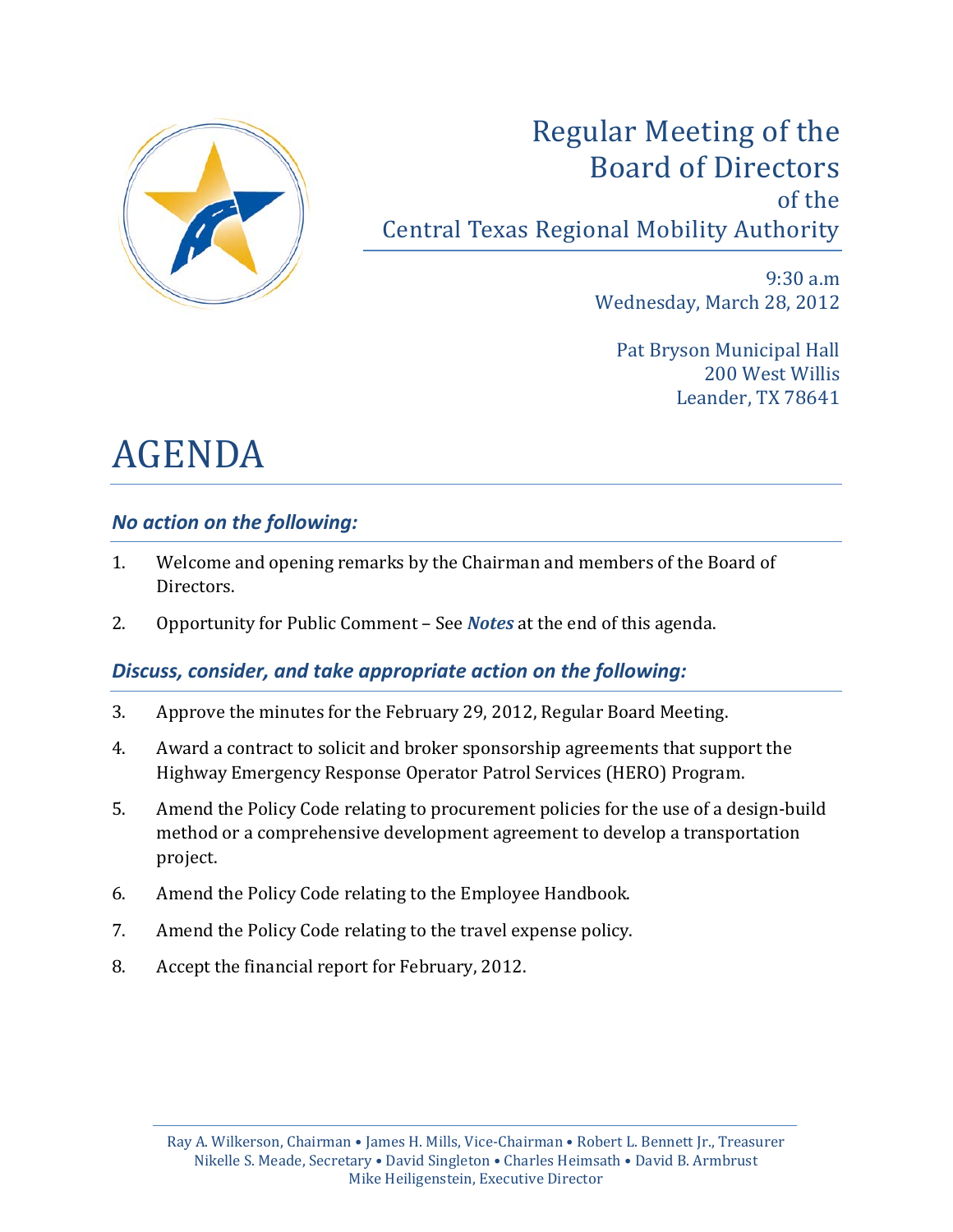# Regular Meeting of the Board of Directors of the Central Texas Regional Mobility Authority

9:30 a.m
Wednesday, March 28, 2012

Pat Bryson Municipal Hall
200 West Willis
Leander, TX 78641

# AGENDA

### *No action on the following:*

1. Welcome and opening remarks by the Chairman and members of the Board of Directors.

2. Opportunity for Public Comment – See ***Notes*** at the end of this agenda.

### *Discuss, consider, and take appropriate action on the following:*

3. Approve the minutes for the February 29, 2012, Regular Board Meeting.

4. Award a contract to solicit and broker sponsorship agreements that support the Highway Emergency Response Operator Patrol Services (HERO) Program.

5. Amend the Policy Code relating to procurement policies for the use of a design-build method or a comprehensive development agreement to develop a transportation project.

6. Amend the Policy Code relating to the Employee Handbook.

7. Amend the Policy Code relating to the travel expense policy.

8. Accept the financial report for February, 2012.

Ray A. Wilkerson, Chairman • James H. Mills, Vice-Chairman • Robert L. Bennett Jr., Treasurer
Nikelle S. Meade, Secretary • David Singleton • Charles Heimsath • David B. Armbrust
Mike Heiligenstein, Executive Director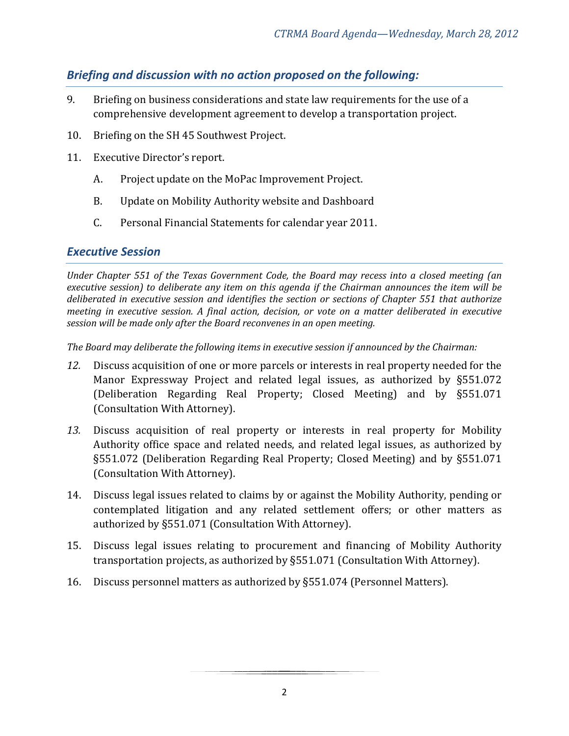## *Briefing and discussion with no action proposed on the following:*

9. Briefing on business considerations and state law requirements for the use of a comprehensive development agreement to develop a transportation project.

10. Briefing on the SH 45 Southwest Project.

11. Executive Director's report.

    A. Project update on the MoPac Improvement Project.

    B. Update on Mobility Authority website and Dashboard

    C. Personal Financial Statements for calendar year 2011.

## *Executive Session*

*Under Chapter 551 of the Texas Government Code, the Board may recess into a closed meeting (an executive session) to deliberate any item on this agenda if the Chairman announces the item will be deliberated in executive session and identifies the section or sections of Chapter 551 that authorize meeting in executive session. A final action, decision, or vote on a matter deliberated in executive session will be made only after the Board reconvenes in an open meeting.*

*The Board may deliberate the following items in executive session if announced by the Chairman:*

12. Discuss acquisition of one or more parcels or interests in real property needed for the Manor Expressway Project and related legal issues, as authorized by §551.072 (Deliberation Regarding Real Property; Closed Meeting) and by §551.071 (Consultation With Attorney).

13. Discuss acquisition of real property or interests in real property for Mobility Authority office space and related needs, and related legal issues, as authorized by §551.072 (Deliberation Regarding Real Property; Closed Meeting) and by §551.071 (Consultation With Attorney).

14. Discuss legal issues related to claims by or against the Mobility Authority, pending or contemplated litigation and any related settlement offers; or other matters as authorized by §551.071 (Consultation With Attorney).

15. Discuss legal issues relating to procurement and financing of Mobility Authority transportation projects, as authorized by §551.071 (Consultation With Attorney).

16. Discuss personnel matters as authorized by §551.074 (Personnel Matters).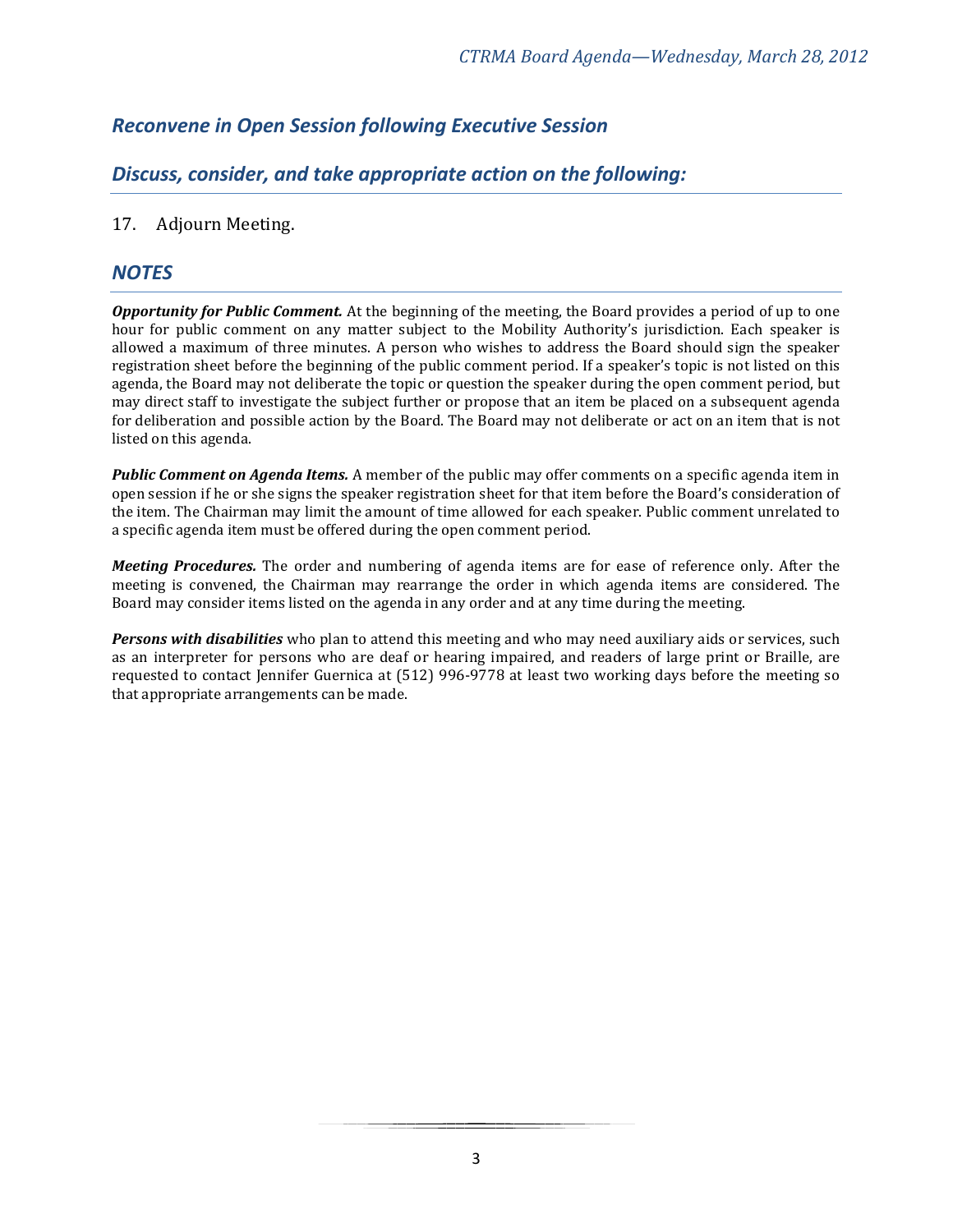## *Reconvene in Open Session following Executive Session*

## *Discuss, consider, and take appropriate action on the following:*

17. Adjourn Meeting.

## *NOTES*

***Opportunity for Public Comment.*** At the beginning of the meeting, the Board provides a period of up to one hour for public comment on any matter subject to the Mobility Authority's jurisdiction. Each speaker is allowed a maximum of three minutes. A person who wishes to address the Board should sign the speaker registration sheet before the beginning of the public comment period. If a speaker's topic is not listed on this agenda, the Board may not deliberate the topic or question the speaker during the open comment period, but may direct staff to investigate the subject further or propose that an item be placed on a subsequent agenda for deliberation and possible action by the Board. The Board may not deliberate or act on an item that is not listed on this agenda.

***Public Comment on Agenda Items.*** A member of the public may offer comments on a specific agenda item in open session if he or she signs the speaker registration sheet for that item before the Board's consideration of the item. The Chairman may limit the amount of time allowed for each speaker. Public comment unrelated to a specific agenda item must be offered during the open comment period.

***Meeting Procedures.*** The order and numbering of agenda items are for ease of reference only. After the meeting is convened, the Chairman may rearrange the order in which agenda items are considered. The Board may consider items listed on the agenda in any order and at any time during the meeting.

***Persons with disabilities*** who plan to attend this meeting and who may need auxiliary aids or services, such as an interpreter for persons who are deaf or hearing impaired, and readers of large print or Braille, are requested to contact Jennifer Guernica at (512) 996-9778 at least two working days before the meeting so that appropriate arrangements can be made.